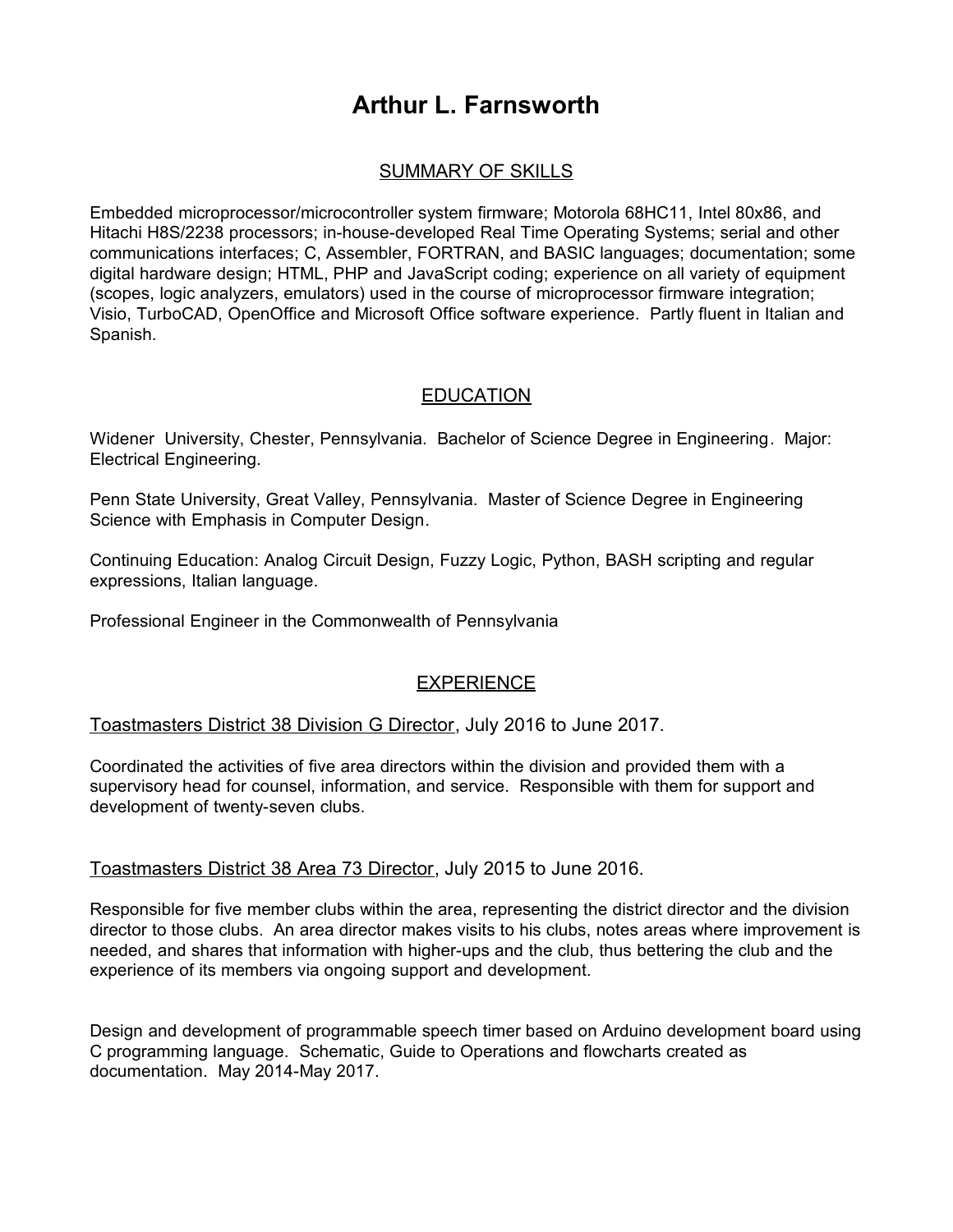# Arthur L. Farnsworth

## SUMMARY OF SKILLS

Embedded microprocessor/microcontroller system firmware; Motorola 68HC11, Intel 80x86, and Hitachi H8S/2238 processors; in-house-developed Real Time Operating Systems; serial and other communications interfaces; C, Assembler, FORTRAN, and BASIC languages; documentation; some digital hardware design; HTML, PHP and JavaScript coding; experience on all variety of equipment (scopes, logic analyzers, emulators) used in the course of microprocessor firmware integration; Visio, TurboCAD, OpenOffice and Microsoft Office software experience. Partly fluent in Italian and Spanish.

## EDUCATION

Widener University, Chester, Pennsylvania. Bachelor of Science Degree in Engineering. Major: Electrical Engineering.

Penn State University, Great Valley, Pennsylvania. Master of Science Degree in Engineering Science with Emphasis in Computer Design.

Continuing Education: Analog Circuit Design, Fuzzy Logic, Python, BASH scripting and regular expressions, Italian language.

Professional Engineer in the Commonwealth of Pennsylvania

## EXPERIENCE

Toastmasters District 38 Division G Director, July 2016 to June 2017.

Coordinated the activities of five area directors within the division and provided them with a supervisory head for counsel, information, and service. Responsible with them for support and development of twenty-seven clubs.

Toastmasters District 38 Area 73 Director, July 2015 to June 2016.

Responsible for five member clubs within the area, representing the district director and the division director to those clubs. An area director makes visits to his clubs, notes areas where improvement is needed, and shares that information with higher-ups and the club, thus bettering the club and the experience of its members via ongoing support and development.

Design and development of programmable speech timer based on Arduino development board using C programming language. Schematic, Guide to Operations and flowcharts created as documentation. May 2014-May 2017.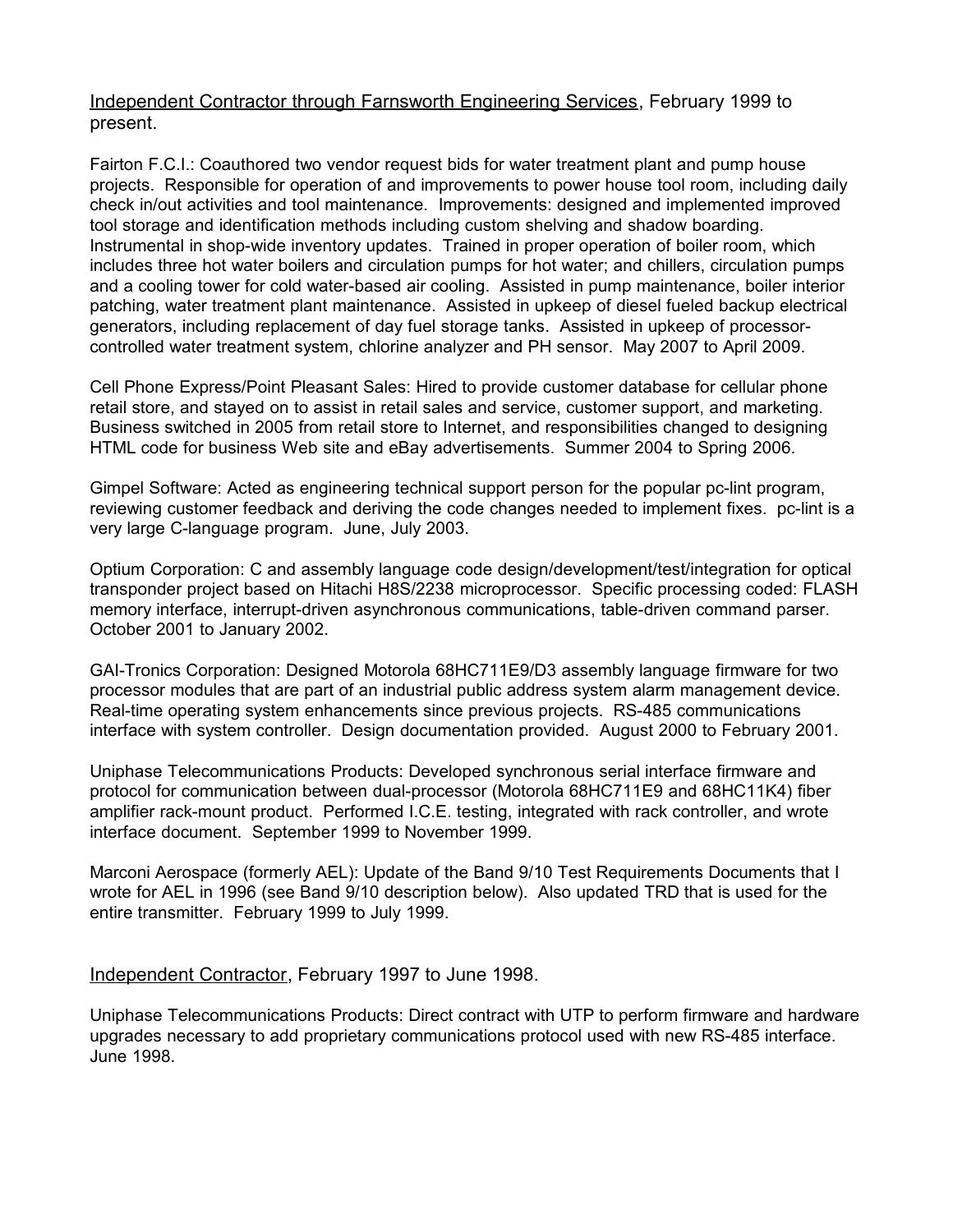<u>Independent Contractor through Farnsworth Engineering Services</u>, February 1999 to present.

Fairton F.C.I.: Coauthored two vendor request bids for water treatment plant and pump house projects. Responsible for operation of and improvements to power house tool room, including daily check in/out activities and tool maintenance. Improvements: designed and implemented improved tool storage and identification methods including custom shelving and shadow boarding. Instrumental in shop-wide inventory updates. Trained in proper operation of boiler room, which includes three hot water boilers and circulation pumps for hot water; and chillers, circulation pumps and a cooling tower for cold water-based air cooling. Assisted in pump maintenance, boiler interior patching, water treatment plant maintenance. Assisted in upkeep of diesel fueled backup electrical generators, including replacement of day fuel storage tanks. Assisted in upkeep of processor-controlled water treatment system, chlorine analyzer and PH sensor. May 2007 to April 2009.

Cell Phone Express/Point Pleasant Sales: Hired to provide customer database for cellular phone retail store, and stayed on to assist in retail sales and service, customer support, and marketing. Business switched in 2005 from retail store to Internet, and responsibilities changed to designing HTML code for business Web site and eBay advertisements. Summer 2004 to Spring 2006.

Gimpel Software: Acted as engineering technical support person for the popular pc-lint program, reviewing customer feedback and deriving the code changes needed to implement fixes. pc-lint is a very large C-language program. June, July 2003.

Optium Corporation: C and assembly language code design/development/test/integration for optical transponder project based on Hitachi H8S/2238 microprocessor. Specific processing coded: FLASH memory interface, interrupt-driven asynchronous communications, table-driven command parser. October 2001 to January 2002.

GAI-Tronics Corporation: Designed Motorola 68HC711E9/D3 assembly language firmware for two processor modules that are part of an industrial public address system alarm management device. Real-time operating system enhancements since previous projects. RS-485 communications interface with system controller. Design documentation provided. August 2000 to February 2001.

Uniphase Telecommunications Products: Developed synchronous serial interface firmware and protocol for communication between dual-processor (Motorola 68HC711E9 and 68HC11K4) fiber amplifier rack-mount product. Performed I.C.E. testing, integrated with rack controller, and wrote interface document. September 1999 to November 1999.

Marconi Aerospace (formerly AEL): Update of the Band 9/10 Test Requirements Documents that I wrote for AEL in 1996 (see Band 9/10 description below). Also updated TRD that is used for the entire transmitter. February 1999 to July 1999.

<u>Independent Contractor</u>, February 1997 to June 1998.

Uniphase Telecommunications Products: Direct contract with UTP to perform firmware and hardware upgrades necessary to add proprietary communications protocol used with new RS-485 interface. June 1998.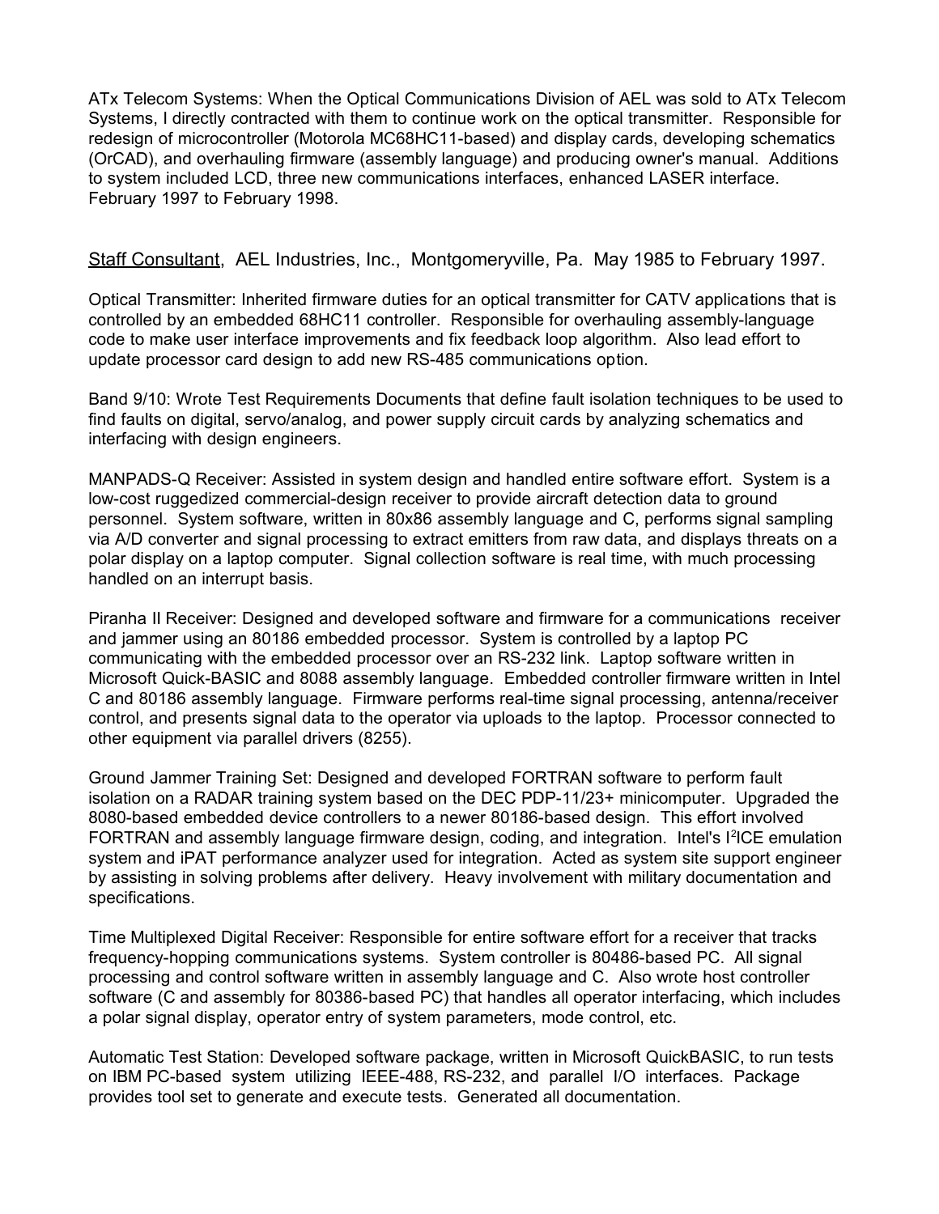ATx Telecom Systems: When the Optical Communications Division of AEL was sold to ATx Telecom Systems, I directly contracted with them to continue work on the optical transmitter. Responsible for redesign of microcontroller (Motorola MC68HC11-based) and display cards, developing schematics (OrCAD), and overhauling firmware (assembly language) and producing owner's manual. Additions to system included LCD, three new communications interfaces, enhanced LASER interface. February 1997 to February 1998.

<u>Staff Consultant</u>, AEL Industries, Inc., Montgomeryville, Pa. May 1985 to February 1997.

Optical Transmitter: Inherited firmware duties for an optical transmitter for CATV applications that is controlled by an embedded 68HC11 controller. Responsible for overhauling assembly-language code to make user interface improvements and fix feedback loop algorithm. Also lead effort to update processor card design to add new RS-485 communications option.

Band 9/10: Wrote Test Requirements Documents that define fault isolation techniques to be used to find faults on digital, servo/analog, and power supply circuit cards by analyzing schematics and interfacing with design engineers.

MANPADS-Q Receiver: Assisted in system design and handled entire software effort. System is a low-cost ruggedized commercial-design receiver to provide aircraft detection data to ground personnel. System software, written in 80x86 assembly language and C, performs signal sampling via A/D converter and signal processing to extract emitters from raw data, and displays threats on a polar display on a laptop computer. Signal collection software is real time, with much processing handled on an interrupt basis.

Piranha II Receiver: Designed and developed software and firmware for a communications receiver and jammer using an 80186 embedded processor. System is controlled by a laptop PC communicating with the embedded processor over an RS-232 link. Laptop software written in Microsoft Quick-BASIC and 8088 assembly language. Embedded controller firmware written in Intel C and 80186 assembly language. Firmware performs real-time signal processing, antenna/receiver control, and presents signal data to the operator via uploads to the laptop. Processor connected to other equipment via parallel drivers (8255).

Ground Jammer Training Set: Designed and developed FORTRAN software to perform fault isolation on a RADAR training system based on the DEC PDP-11/23+ minicomputer. Upgraded the 8080-based embedded device controllers to a newer 80186-based design. This effort involved FORTRAN and assembly language firmware design, coding, and integration. Intel's $I^2$ICE emulation system and iPAT performance analyzer used for integration. Acted as system site support engineer by assisting in solving problems after delivery. Heavy involvement with military documentation and specifications.

Time Multiplexed Digital Receiver: Responsible for entire software effort for a receiver that tracks frequency-hopping communications systems. System controller is 80486-based PC. All signal processing and control software written in assembly language and C. Also wrote host controller software (C and assembly for 80386-based PC) that handles all operator interfacing, which includes a polar signal display, operator entry of system parameters, mode control, etc.

Automatic Test Station: Developed software package, written in Microsoft QuickBASIC, to run tests on IBM PC-based system utilizing IEEE-488, RS-232, and parallel I/O interfaces. Package provides tool set to generate and execute tests. Generated all documentation.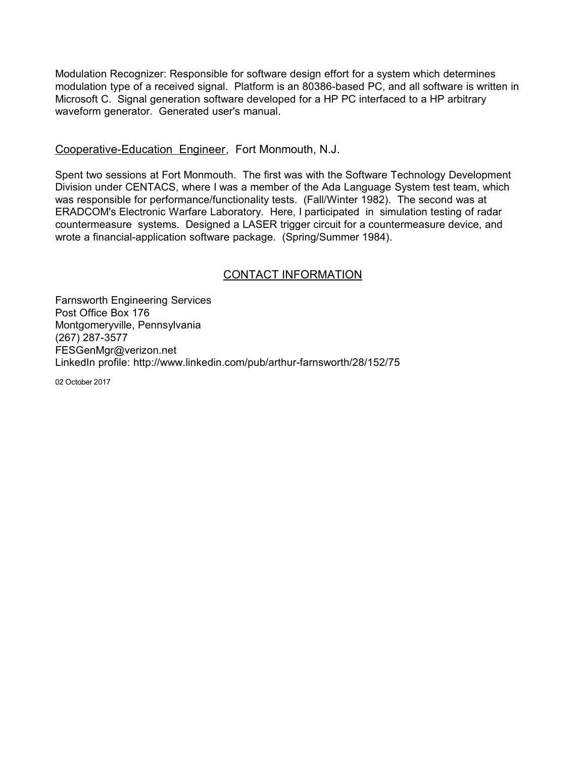Modulation Recognizer: Responsible for software design effort for a system which determines modulation type of a received signal. Platform is an 80386-based PC, and all software is written in Microsoft C. Signal generation software developed for a HP PC interfaced to a HP arbitrary waveform generator. Generated user's manual.

Cooperative-Education Engineer, Fort Monmouth, N.J.

Spent two sessions at Fort Monmouth. The first was with the Software Technology Development Division under CENTACS, where I was a member of the Ada Language System test team, which was responsible for performance/functionality tests. (Fall/Winter 1982). The second was at ERADCOM's Electronic Warfare Laboratory. Here, I participated in simulation testing of radar countermeasure systems. Designed a LASER trigger circuit for a countermeasure device, and wrote a financial-application software package. (Spring/Summer 1984).

## CONTACT INFORMATION

Farnsworth Engineering Services
Post Office Box 176
Montgomeryville, Pennsylvania
(267) 287-3577
FESGenMgr@verizon.net
LinkedIn profile: http://www.linkedin.com/pub/arthur-farnsworth/28/152/75

02 October 2017